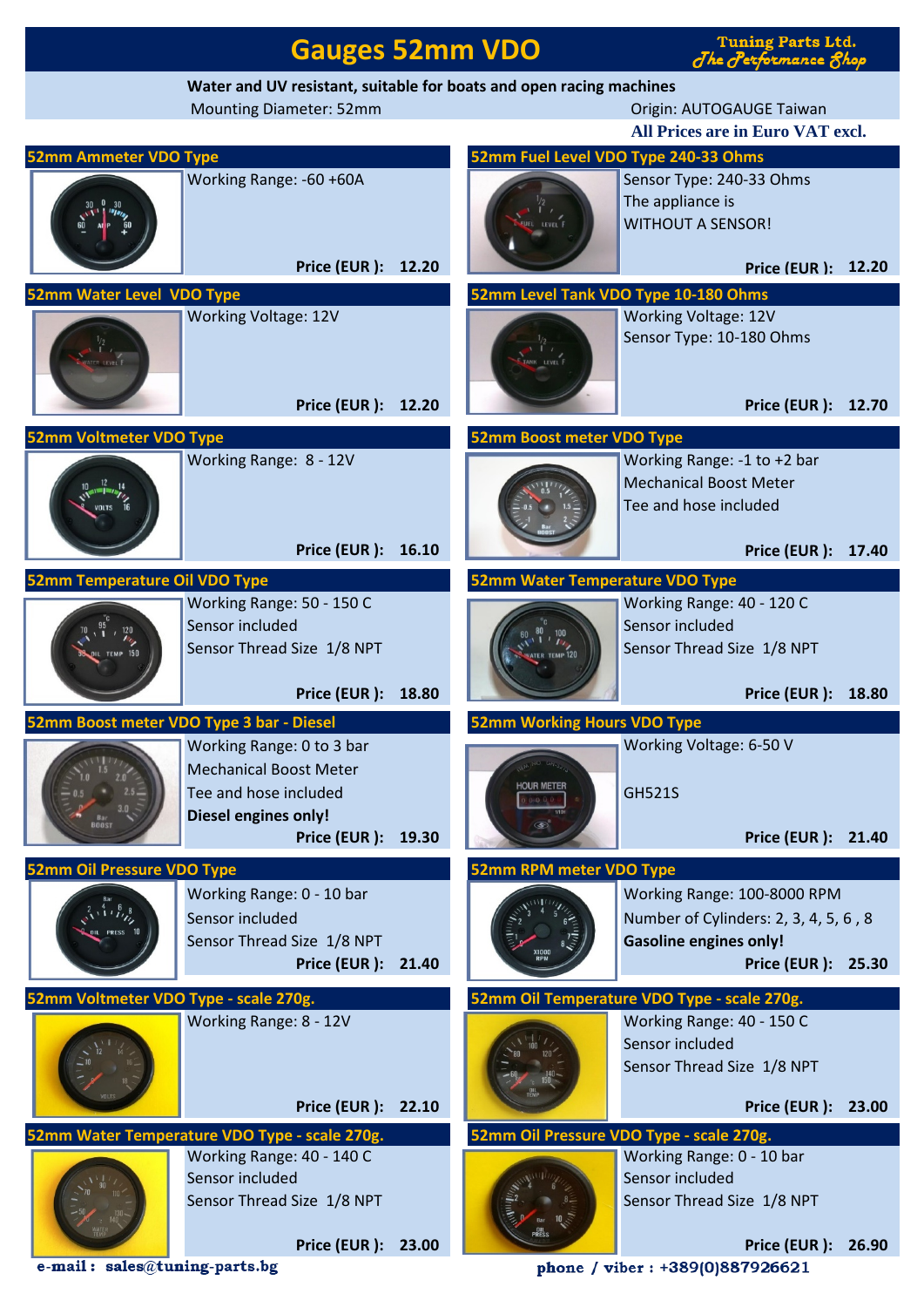# Gauges 52mm VDO

**Tuning Parts Ltd.**
*The Performance Shop*

**Water and UV resistant, suitable for boats and open racing machines**

Mounting Diameter: 52mm

Origin: AUTOGAUGE Taiwan

**All Prices are in Euro VAT excl.**

## 52mm Ammeter VDO Type

Working Range: -60 +60A

**Price (EUR ): 12.20**

## 52mm Fuel Level VDO Type 240-33 Ohms

Sensor Type: 240-33 Ohms
The appliance is
WITHOUT A SENSOR!

**Price (EUR ): 12.20**

## 52mm Water Level VDO Type

Working Voltage: 12V

**Price (EUR ): 12.20**

## 52mm Level Tank VDO Type 10-180 Ohms

Working Voltage: 12V
Sensor Type: 10-180 Ohms

**Price (EUR ): 12.70**

## 52mm Voltmeter VDO Type

Working Range: 8 - 12V

**Price (EUR ): 16.10**

## 52mm Boost meter VDO Type

Working Range: -1 to +2 bar
Mechanical Boost Meter
Tee and hose included

**Price (EUR ): 17.40**

## 52mm Temperature Oil VDO Type

Working Range: 50 - 150 C
Sensor included
Sensor Thread Size 1/8 NPT

**Price (EUR ): 18.80**

## 52mm Water Temperature VDO Type

Working Range: 40 - 120 C
Sensor included
Sensor Thread Size 1/8 NPT

**Price (EUR ): 18.80**

## 52mm Boost meter VDO Type 3 bar - Diesel

Working Range: 0 to 3 bar
Mechanical Boost Meter
Tee and hose included
**Diesel engines only!**

**Price (EUR ): 19.30**

## 52mm Working Hours VDO Type

Working Voltage: 6-50 V

GH521S

**Price (EUR ): 21.40**

## 52mm Oil Pressure VDO Type

Working Range: 0 - 10 bar
Sensor included
Sensor Thread Size 1/8 NPT

**Price (EUR ): 21.40**

## 52mm RPM meter VDO Type

Working Range: 100-8000 RPM
Number of Cylinders: 2, 3, 4, 5, 6 , 8
**Gasoline engines only!**

**Price (EUR ): 25.30**

## 52mm Voltmeter VDO Type - scale 270g.

Working Range: 8 - 12V

**Price (EUR ): 22.10**

## 52mm Oil Temperature VDO Type - scale 270g.

Working Range: 40 - 150 C
Sensor included
Sensor Thread Size 1/8 NPT

**Price (EUR ): 23.00**

## 52mm Water Temperature VDO Type - scale 270g.

Working Range: 40 - 140 C
Sensor included
Sensor Thread Size 1/8 NPT

**Price (EUR ): 23.00**

## 52mm Oil Pressure VDO Type - scale 270g.

Working Range: 0 - 10 bar
Sensor included
Sensor Thread Size 1/8 NPT

**Price (EUR ): 26.90**

**e-mail : sales@tuning-parts.bg**

**phone / viber : +389(0)887926621**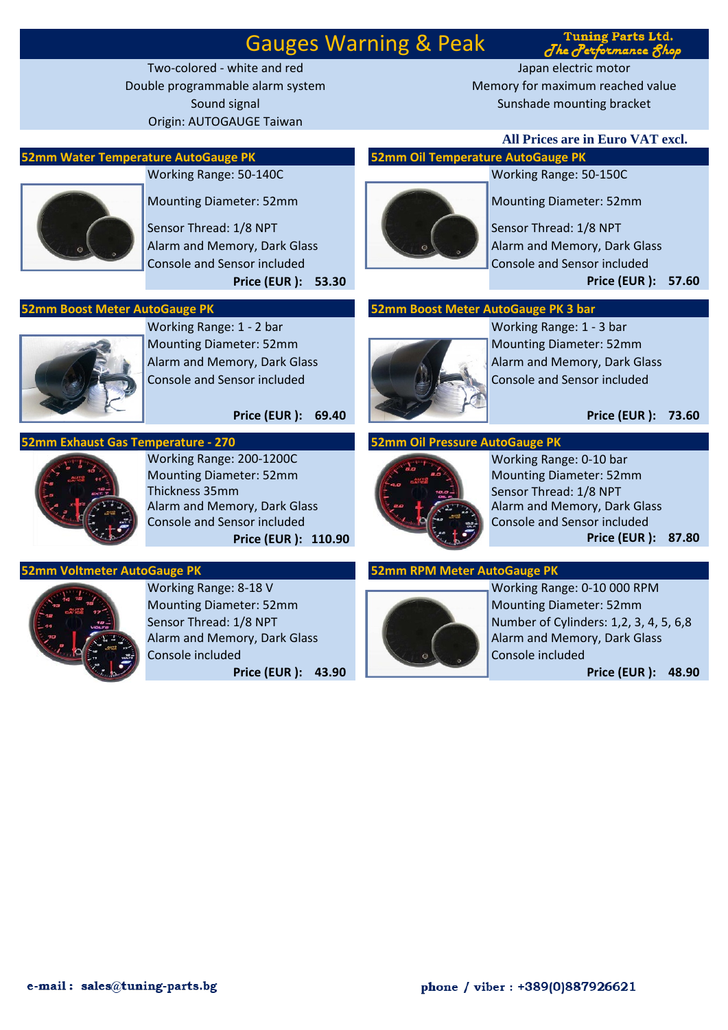# Gauges Warning & Peak

**Tuning Parts Ltd.**
*The Performance Shop*

Two-colored - white and red
Double programmable alarm system
Sound signal
Origin: AUTOGAUGE Taiwan

Japan electric motor
Memory for maximum reached value
Sunshade mounting bracket

**All Prices are in Euro VAT excl.**

## 52mm Water Temperature AutoGauge PK

Working Range: 50-140C
Mounting Diameter: 52mm
Sensor Thread: 1/8 NPT
Alarm and Memory, Dark Glass
Console and Sensor included

**Price (EUR ): 53.30**

## 52mm Oil Temperature AutoGauge PK

Working Range: 50-150C
Mounting Diameter: 52mm
Sensor Thread: 1/8 NPT
Alarm and Memory, Dark Glass
Console and Sensor included

**Price (EUR ): 57.60**

## 52mm Boost Meter AutoGauge PK

Working Range: 1 - 2 bar
Mounting Diameter: 52mm
Alarm and Memory, Dark Glass
Console and Sensor included

**Price (EUR ): 69.40**

## 52mm Boost Meter AutoGauge PK 3 bar

Working Range: 1 - 3 bar
Mounting Diameter: 52mm
Alarm and Memory, Dark Glass
Console and Sensor included

**Price (EUR ): 73.60**

## 52mm Exhaust Gas Temperature - 270

Working Range: 200-1200C
Mounting Diameter: 52mm
Thickness 35mm
Alarm and Memory, Dark Glass
Console and Sensor included

**Price (EUR ): 110.90**

## 52mm Oil Pressure AutoGauge PK

Working Range: 0-10 bar
Mounting Diameter: 52mm
Sensor Thread: 1/8 NPT
Alarm and Memory, Dark Glass
Console and Sensor included

**Price (EUR ): 87.80**

## 52mm Voltmeter AutoGauge PK

Working Range: 8-18 V
Mounting Diameter: 52mm
Sensor Thread: 1/8 NPT
Alarm and Memory, Dark Glass
Console included

**Price (EUR ): 43.90**

## 52mm RPM Meter AutoGauge PK

Working Range: 0-10 000 RPM
Mounting Diameter: 52mm
Number of Cylinders: 1,2, 3, 4, 5, 6,8
Alarm and Memory, Dark Glass
Console included

**Price (EUR ): 48.90**

**e-mail : sales@tuning-parts.bg**

**phone / viber : +389(0)887926621**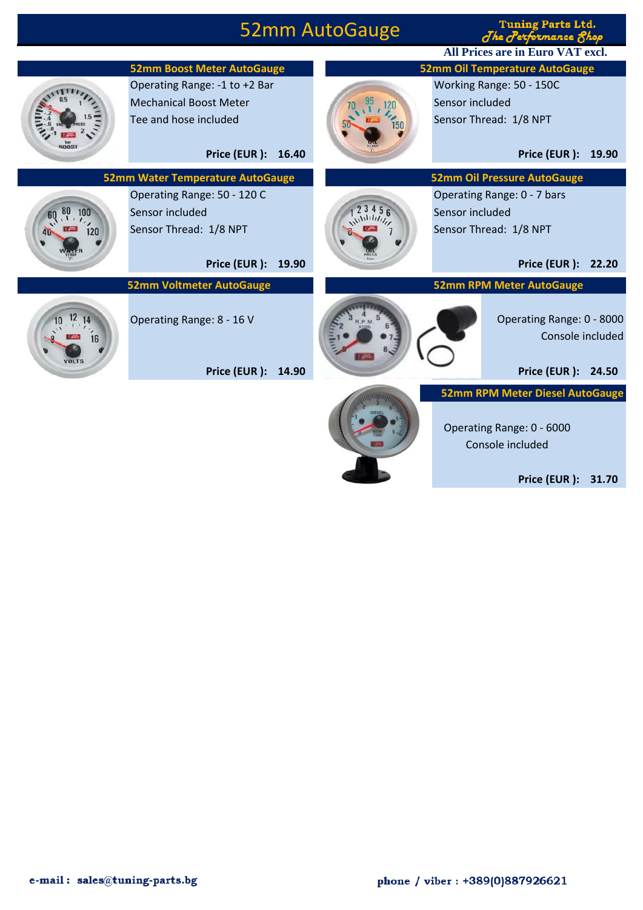# 52mm AutoGauge

Tuning Parts Ltd.
*The Performance Shop*

**All Prices are in Euro VAT excl.**

### 52mm Boost Meter AutoGauge

Operating Range: -1 to +2 Bar
Mechanical Boost Meter
Tee and hose included

**Price (EUR ): 16.40**

### 52mm Oil Temperature AutoGauge

Working Range: 50 - 150C
Sensor included
Sensor Thread: 1/8 NPT

**Price (EUR ): 19.90**

### 52mm Water Temperature AutoGauge

Operating Range: 50 - 120 C
Sensor included
Sensor Thread: 1/8 NPT

**Price (EUR ): 19.90**

### 52mm Oil Pressure AutoGauge

Operating Range: 0 - 7 bars
Sensor included
Sensor Thread: 1/8 NPT

**Price (EUR ): 22.20**

### 52mm Voltmeter AutoGauge

Operating Range: 8 - 16 V

**Price (EUR ): 14.90**

### 52mm RPM Meter AutoGauge

Operating Range: 0 - 8000
Console included

**Price (EUR ): 24.50**

### 52mm RPM Meter Diesel AutoGauge

Operating Range: 0 - 6000
Console included

**Price (EUR ): 31.70**

**e-mail : sales@tuning-parts.bg**

**phone / viber : +389(0)887926621**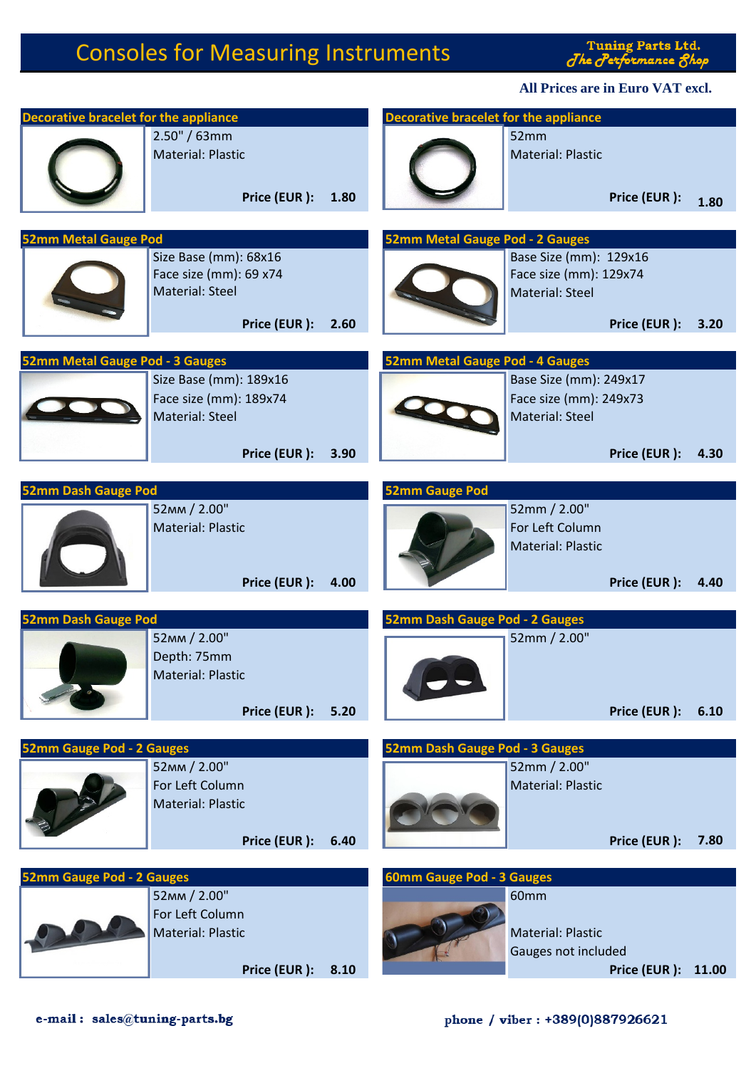# Consoles for Measuring Instruments

**Tuning Parts Ltd.**
*The Performance Shop*

**All Prices are in Euro VAT excl.**

## Decorative bracelet for the appliance

2.50" / 63mm
Material: Plastic

**Price (EUR ): 1.80**

## Decorative bracelet for the appliance

52mm
Material: Plastic

**Price (EUR ): 1.80**

## 52mm Metal Gauge Pod

Size Base (mm): 68x16
Face size (mm): 69 x74
Material: Steel

**Price (EUR ): 2.60**

## 52mm Metal Gauge Pod - 2 Gauges

Base Size (mm): 129x16
Face size (mm): 129x74
Material: Steel

**Price (EUR ): 3.20**

## 52mm Metal Gauge Pod - 3 Gauges

Size Base (mm): 189x16
Face size (mm): 189x74
Material: Steel

**Price (EUR ): 3.90**

## 52mm Metal Gauge Pod - 4 Gauges

Base Size (mm): 249x17
Face size (mm): 249x73
Material: Steel

**Price (EUR ): 4.30**

## 52mm Dash Gauge Pod

52мм / 2.00"
Material: Plastic

**Price (EUR ): 4.00**

## 52mm Gauge Pod

52mm / 2.00"
For Left Column
Material: Plastic

**Price (EUR ): 4.40**

## 52mm Dash Gauge Pod

52мм / 2.00"
Depth: 75mm
Material: Plastic

**Price (EUR ): 5.20**

## 52mm Dash Gauge Pod - 2 Gauges

52mm / 2.00"

**Price (EUR ): 6.10**

## 52mm Gauge Pod - 2 Gauges

52мм / 2.00"
For Left Column
Material: Plastic

**Price (EUR ): 6.40**

## 52mm Dash Gauge Pod - 3 Gauges

52mm / 2.00"
Material: Plastic

**Price (EUR ): 7.80**

## 52mm Gauge Pod - 2 Gauges

52мм / 2.00"
For Left Column
Material: Plastic

**Price (EUR ): 8.10**

## 60mm Gauge Pod - 3 Gauges

60mm

Material: Plastic
Gauges not included

**Price (EUR ): 11.00**

**e-mail : sales@tuning-parts.bg**

**phone / viber : +389(0)887926621**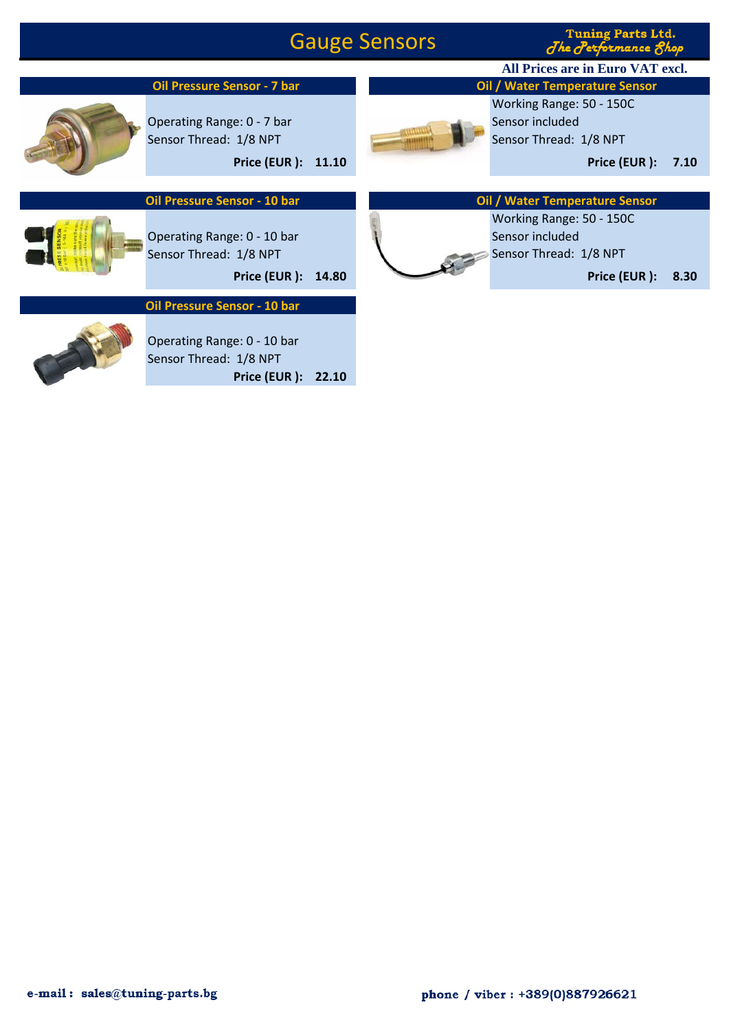# Gauge Sensors

**Tuning Parts Ltd.**
*The Performance Shop*

**All Prices are in Euro VAT excl.**

## Oil Pressure Sensor - 7 bar

Operating Range: 0 - 7 bar
Sensor Thread: 1/8 NPT

**Price (EUR ): 11.10**

## Oil Pressure Sensor - 10 bar

Operating Range: 0 - 10 bar
Sensor Thread: 1/8 NPT

**Price (EUR ): 14.80**

## Oil Pressure Sensor - 10 bar

Operating Range: 0 - 10 bar
Sensor Thread: 1/8 NPT

**Price (EUR ): 22.10**

## Oil / Water Temperature Sensor

Working Range: 50 - 150C
Sensor included
Sensor Thread: 1/8 NPT

**Price (EUR ): 7.10**

## Oil / Water Temperature Sensor

Working Range: 50 - 150C
Sensor included
Sensor Thread: 1/8 NPT

**Price (EUR ): 8.30**

**e-mail : sales@tuning-parts.bg**

**phone / viber : +389(0)887926621**